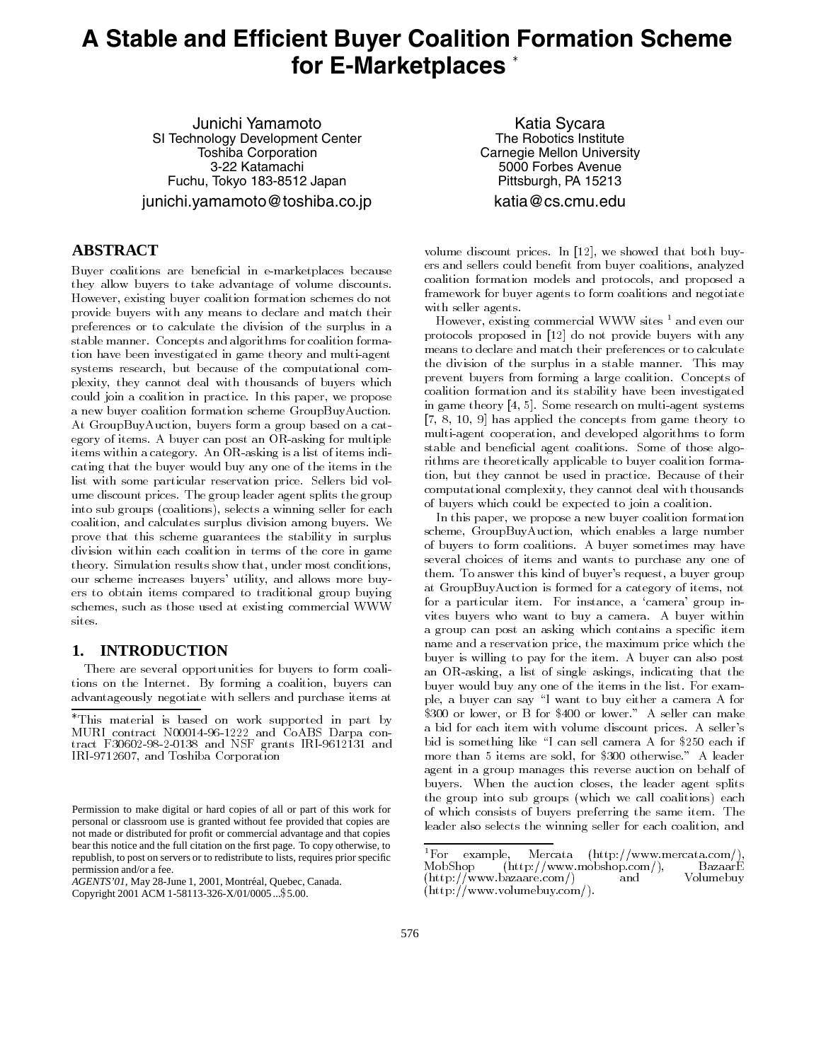# A Stable and Efficient Buyer Coalition Formation Scheme for E-Marketplaces [*]

Junichi Yamamoto
SI Technology Development Center
Toshiba Corporation
3-22 Katamachi
Fuchu, Tokyo 183-8512 Japan
junichi.yamamoto@toshiba.co.jp

Katia Sycara
The Robotics Institute
Carnegie Mellon University
5000 Forbes Avenue
Pittsburgh, PA 15213
katia@cs.cmu.edu

## ABSTRACT

Buyer coalitions are beneficial in e-marketplaces because they allow buyers to take advantage of volume discounts. However, existing buyer coalition formation schemes do not provide buyers with any means to declare and match their preferences or to calculate the division of the surplus in a stable manner. Concepts and algorithms for coalition formation have been investigated in game theory and multi-agent systems research, but because of the computational complexity, they cannot deal with thousands of buyers which could join a coalition in practice. In this paper, we propose a new buyer coalition formation scheme GroupBuyAuction. At GroupBuyAuction, buyers form a group based on a category of items. A buyer can post an OR-asking for multiple items within a category. An OR-asking is a list of items indicating that the buyer would buy any one of the items in the list with some particular reservation price. Sellers bid volume discount prices. The group leader agent splits the group into sub groups (coalitions), selects a winning seller for each coalition, and calculates surplus division among buyers. We prove that this scheme guarantees the stability in surplus division within each coalition in terms of the core in game theory. Simulation results show that, under most conditions, our scheme increases buyers' utility, and allows more buyers to obtain items compared to traditional group buying schemes, such as those used at existing commercial WWW sites.

## 1. INTRODUCTION

There are several opportunities for buyers to form coalitions on the Internet. By forming a coalition, buyers can advantageously negotiate with sellers and purchase items at volume discount prices. In [12], we showed that both buyers and sellers could benefit from buyer coalitions, analyzed coalition formation models and protocols, and proposed a framework for buyer agents to form coalitions and negotiate with seller agents.

However, existing commercial WWW sites [1] and even our protocols proposed in [12] do not provide buyers with any means to declare and match their preferences or to calculate the division of the surplus in a stable manner. This may prevent buyers from forming a large coalition. Concepts of coalition formation and its stability have been investigated in game theory [4, 5]. Some research on multi-agent systems [7, 8, 10, 9] has applied the concepts from game theory to multi-agent cooperation, and developed algorithms to form stable and beneficial agent coalitions. Some of those algorithms are theoretically applicable to buyer coalition formation, but they cannot be used in practice. Because of their computational complexity, they cannot deal with thousands of buyers which could be expected to join a coalition.

In this paper, we propose a new buyer coalition formation scheme, GroupBuyAuction, which enables a large number of buyers to form coalitions. A buyer sometimes may have several choices of items and wants to purchase any one of them. To answer this kind of buyer's request, a buyer group at GroupBuyAuction is formed for a category of items, not for a particular item. For instance, a 'camera' group invites buyers who want to buy a camera. A buyer within a group can post an asking which contains a specific item name and a reservation price, the maximum price which the buyer is willing to pay for the item. A buyer can also post an OR-asking, a list of single askings, indicating that the buyer would buy any one of the items in the list. For example, a buyer can say "I want to buy either a camera A for $300 or lower, or B for $400 or lower." A seller can make a bid for each item with volume discount prices. A seller's bid is something like "I can sell camera A for $250 each if more than 5 items are sold, for $300 otherwise." A leader agent in a group manages this reverse auction on behalf of buyers. When the auction closes, the leader agent splits the group into sub groups (which we call coalitions) each of which consists of buyers preferring the same item. The leader also selects the winning seller for each coalition, and

*This material is based on work supported in part by MURI contract N00014-96-1222 and CoABS Darpa contract F30602-98-2-0138 and NSF grants IRI-9612131 and IRI-9712607, and Toshiba Corporation

Permission to make digital or hard copies of all or part of this work for personal or classroom use is granted without fee provided that copies are not made or distributed for profit or commercial advantage and that copies bear this notice and the full citation on the first page. To copy otherwise, to republish, to post on servers or to redistribute to lists, requires prior specific permission and/or a fee.
*AGENTS'01*, May 28-June 1, 2001, Montréal, Quebec, Canada.
Copyright 2001 ACM 1-58113-326-X/01/0005 ...$5.00.

[1]For example, Mercata (http://www.mercata.com/), MobShop (http://www.mobshop.com/), BazaarE (http://www.bazaare.com/) and Volumebuy (http://www.volumebuy.com/).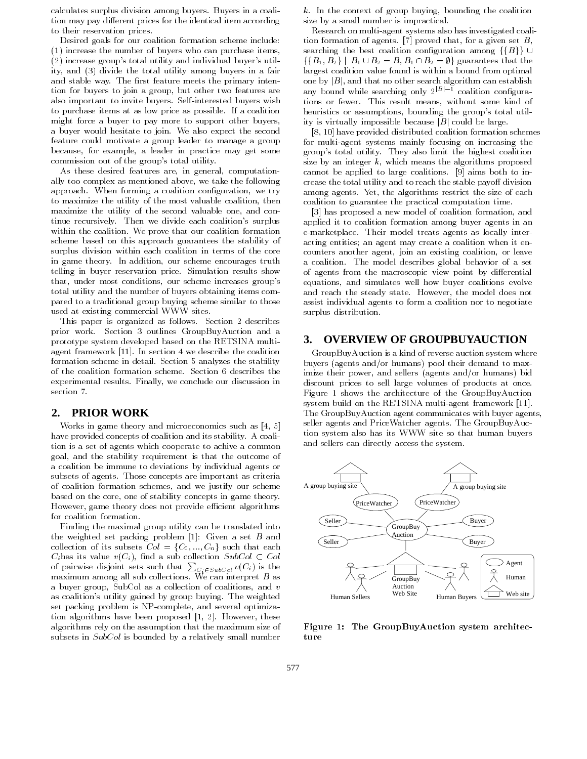calculates surplus division among buyers. Buyers in a coalition may pay different prices for the identical item according to their reservation prices.

Desired goals for our coalition formation scheme include: (1) increase the number of buyers who can purchase items, (2) increase group's total utility and individual buyer's utility, and (3) divide the total utility among buyers in a fair and stable way. The first feature meets the primary intention for buyers to join a group, but other two features are also important to invite buyers. Self-interested buyers wish to purchase items at as low price as possible. If a coalition might force a buyer to pay more to support other buyers, a buyer would hesitate to join. We also expect the second feature could motivate a group leader to manage a group because, for example, a leader in practice may get some commission out of the group's total utility.

As these desired features are, in general, computationally too complex as mentioned above, we take the following approach. When forming a coalition configuration, we try to maximize the utility of the most valuable coalition, then maximize the utility of the second valuable one, and continue recursively. Then we divide each coalition's surplus within the coalition. We prove that our coalition formation scheme based on this approach guarantees the stability of surplus division within each coalition in terms of the core in game theory. In addition, our scheme encourages truth telling in buyer reservation price. Simulation results show that, under most conditions, our scheme increases group's total utility and the number of buyers obtaining items compared to a traditional group buying scheme similar to those used at existing commercial WWW sites.

This paper is organized as follows. Section 2 describes prior work. Section 3 outlines GroupBuyAuction and a prototype system developed based on the RETSINA multi-agent framework [11]. In section 4 we describe the coalition formation scheme in detail. Section 5 analyzes the stability of the coalition formation scheme. Section 6 describes the experimental results. Finally, we conclude our discussion in section 7.

## 2. PRIOR WORK

Works in game theory and microeconomics such as [4, 5] have provided concepts of coalition and its stability. A coalition is a set of agents which cooperate to achive a common goal, and the stability requirement is that the outcome of a coalition be immune to deviations by individual agents or subsets of agents. Those concepts are important as criteria of coalition formation schemes, and we justify our scheme based on the core, one of stability concepts in game theory. However, game theory does not provide efficient algorithms for coalition formation.

Finding the maximal group utility can be translated into the weighted set packing problem [1]: Given a set $B$ and collection of its subsets $Col = \{C_0, ..., C_n\}$ such that each $C_i$ has its value $v(C_i)$, find a sub collection $SubCol \subset Col$ of pairwise disjoint sets such that $\sum_{C_i \in SubCol} v(C_i)$ is the maximum among all sub collections. We can interpret $B$ as a buyer group, SubCol as a collection of coalitions, and $v$ as coalition's utility gained by group buying. The weighted set packing problem is NP-complete, and several optimization algorithms have been proposed [1, 2]. However, these algorithms rely on the assumption that the maximum size of subsets in $SubCol$ is bounded by a relatively small number $k$. In the context of group buying, bounding the coalition size by a small number is impractical.

Research on multi-agent systems also has investigated coalition formation of agents. [7] proved that, for a given set $B$, searching the best coalition configuration among $\{\{B\}\} \cup \{\{B_1, B_2\} \mid B_1 \cup B_2 = B, B_1 \cap B_2 = \emptyset\}$ guarantees that the largest coalition value found is within a bound from optimal one by $|B|$, and that no other search algorithm can establish any bound while searching only $2^{|B|-1}$ coalition configurations or fewer. This result means, without some kind of heuristics or assumptions, bounding the group's total utility is virtually impossible because $|B|$ could be large.

[8, 10] have provided distributed coalition formation schemes for multi-agent systems mainly focusing on increasing the group's total utility. They also limit the highest coalition size by an integer $k$, which means the algorithms proposed cannot be applied to large coalitions. [9] aims both to increase the total utility and to reach the stable payoff division among agents. Yet, the algorithms restrict the size of each coalition to guarantee the practical computation time.

[3] has proposed a new model of coalition formation, and applied it to coalition formation among buyer agents in an e-marketplace. Their model treats agents as locally interacting entities; an agent may create a coalition when it encounters another agent, join an existing coalition, or leave a coalition. The model describes global behavior of a set of agents from the macroscopic view point by differential equations, and simulates well how buyer coalitions evolve and reach the steady state. However, the model does not assist individual agents to form a coalition nor to negotiate surplus distribution.

## 3. OVERVIEW OF GROUPBUYAUCTION

GroupBuyAuction is a kind of reverse auction system where buyers (agents and/or humans) pool their demand to maximize their power, and sellers (agents and/or humans) bid discount prices to sell large volumes of products at once. Figure 1 shows the architecture of the GroupBuyAuction system build on the RETSINA multi-agent framework [11]. The GroupBuyAuction agent communicates with buyer agents, seller agents and PriceWatcher agents. The GroupBuyAuction system also has its WWW site so that human buyers and sellers can directly access the system.

Figure 1: The GroupBuyAuction system architecture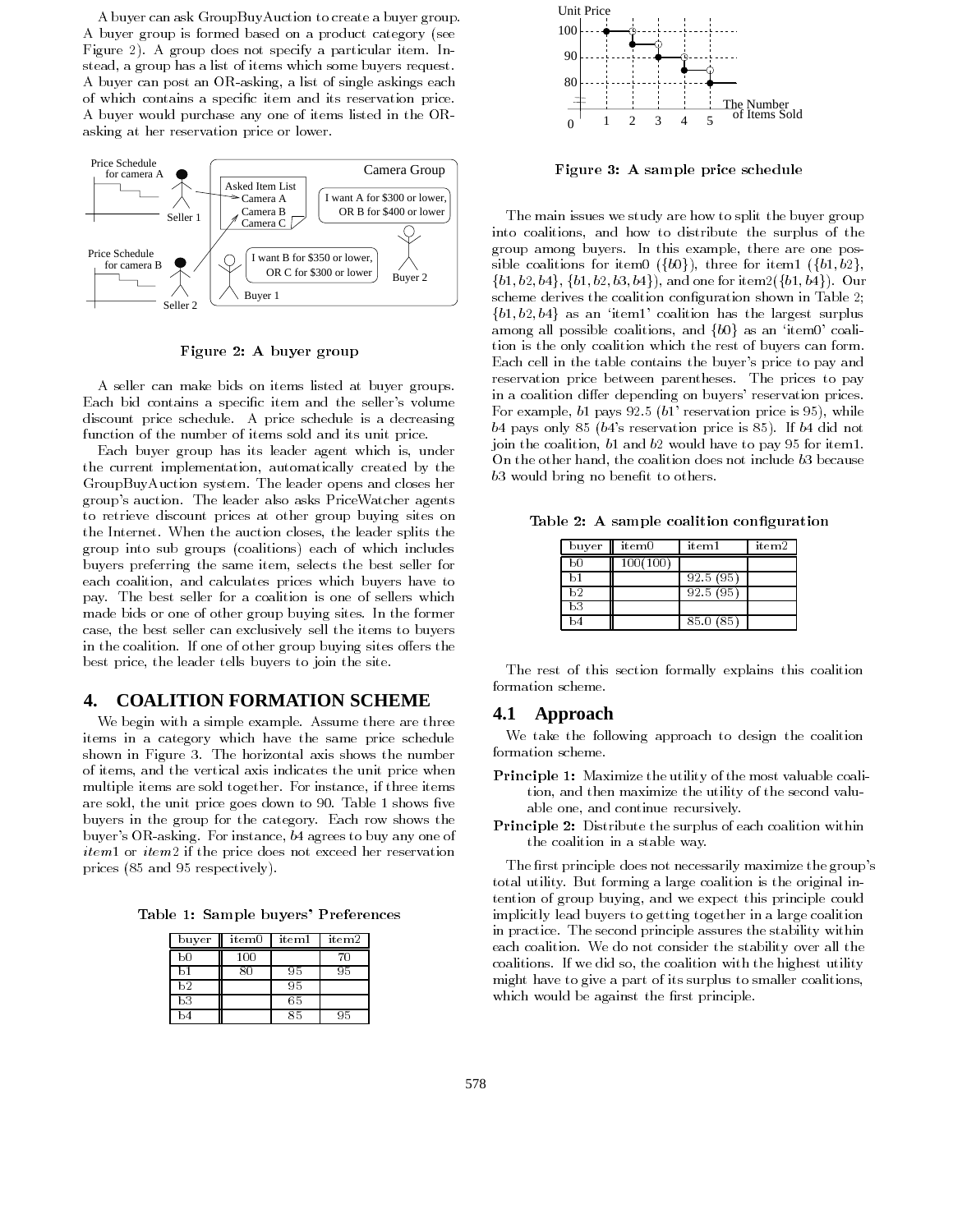A buyer can ask GroupBuyAuction to create a buyer group. A buyer group is formed based on a product category (see Figure 2). A group does not specify a particular item. Instead, a group has a list of items which some buyers request. A buyer can post an OR-asking, a list of single askings each of which contains a specific item and its reservation price. A buyer would purchase any one of items listed in the OR-asking at her reservation price or lower.

Figure 2: A buyer group

A seller can make bids on items listed at buyer groups. Each bid contains a specific item and the seller's volume discount price schedule. A price schedule is a decreasing function of the number of items sold and its unit price.

Each buyer group has its leader agent which is, under the current implementation, automatically created by the GroupBuyAuction system. The leader opens and closes her group's auction. The leader also asks PriceWatcher agents to retrieve discount prices at other group buying sites on the Internet. When the auction closes, the leader splits the group into sub groups (coalitions) each of which includes buyers preferring the same item, selects the best seller for each coalition, and calculates prices which buyers have to pay. The best seller for a coalition is one of sellers which made bids or one of other group buying sites. In the former case, the best seller can exclusively sell the items to buyers in the coalition. If one of other group buying sites offers the best price, the leader tells buyers to join the site.

## 4. COALITION FORMATION SCHEME

We begin with a simple example. Assume there are three items in a category which have the same price schedule shown in Figure 3. The horizontal axis shows the number of items, and the vertical axis indicates the unit price when multiple items are sold together. For instance, if three items are sold, the unit price goes down to 90. Table 1 shows five buyers in the group for the category. Each row shows the buyer's OR-asking. For instance, $b4$ agrees to buy any one of *item*1 or *item*2 if the price does not exceed her reservation prices (85 and 95 respectively).

Table 1: Sample buyers' Preferences

| buyer | item0 | item1 | item2 |
|---|---|---|---|
| b0 | 100 | | 70 |
| b1 | 80 | 95 | 95 |
| b2 | | 95 | |
| b3 | | 65 | |
| b4 | | 85 | 95 |

Figure 3: A sample price schedule

The main issues we study are how to split the buyer group into coalitions, and how to distribute the surplus of the group among buyers. In this example, there are one possible coalitions for item0 ($\{b0\}$), three for item1 ($\{b1, b2\}$, $\{b1, b2, b4\}$, $\{b1, b2, b3, b4\}$), and one for item2($\{b1, b4\}$). Our scheme derives the coalition configuration shown in Table 2; $\{b1, b2, b4\}$ as an 'item1' coalition has the largest surplus among all possible coalitions, and $\{b0\}$ as an 'item0' coalition is the only coalition which the rest of buyers can form. Each cell in the table contains the buyer's price to pay and reservation price between parentheses. The prices to pay in a coalition differ depending on buyers' reservation prices. For example, $b1$ pays 92.5 ($b1$' reservation price is 95), while $b4$ pays only 85 ($b4$'s reservation price is 85). If $b4$ did not join the coalition, $b1$ and $b2$ would have to pay 95 for item1. On the other hand, the coalition does not include $b3$ because $b3$ would bring no benefit to others.

Table 2: A sample coalition configuration

| buyer | item0 | item1 | item2 |
|---|---|---|---|
| b0 | 100(100) | | |
| b1 | | 92.5 (95) | |
| b2 | | 92.5 (95) | |
| b3 | | | |
| b4 | | 85.0 (85) | |

The rest of this section formally explains this coalition formation scheme.

### 4.1 Approach

We take the following approach to design the coalition formation scheme.

- **Principle 1:** Maximize the utility of the most valuable coalition, and then maximize the utility of the second valuable one, and continue recursively.
- **Principle 2:** Distribute the surplus of each coalition within the coalition in a stable way.

The first principle does not necessarily maximize the group's total utility. But forming a large coalition is the original intention of group buying, and we expect this principle could implicitly lead buyers to getting together in a large coalition in practice. The second principle assures the stability within each coalition. We do not consider the stability over all the coalitions. If we did so, the coalition with the highest utility might have to give a part of its surplus to smaller coalitions, which would be against the first principle.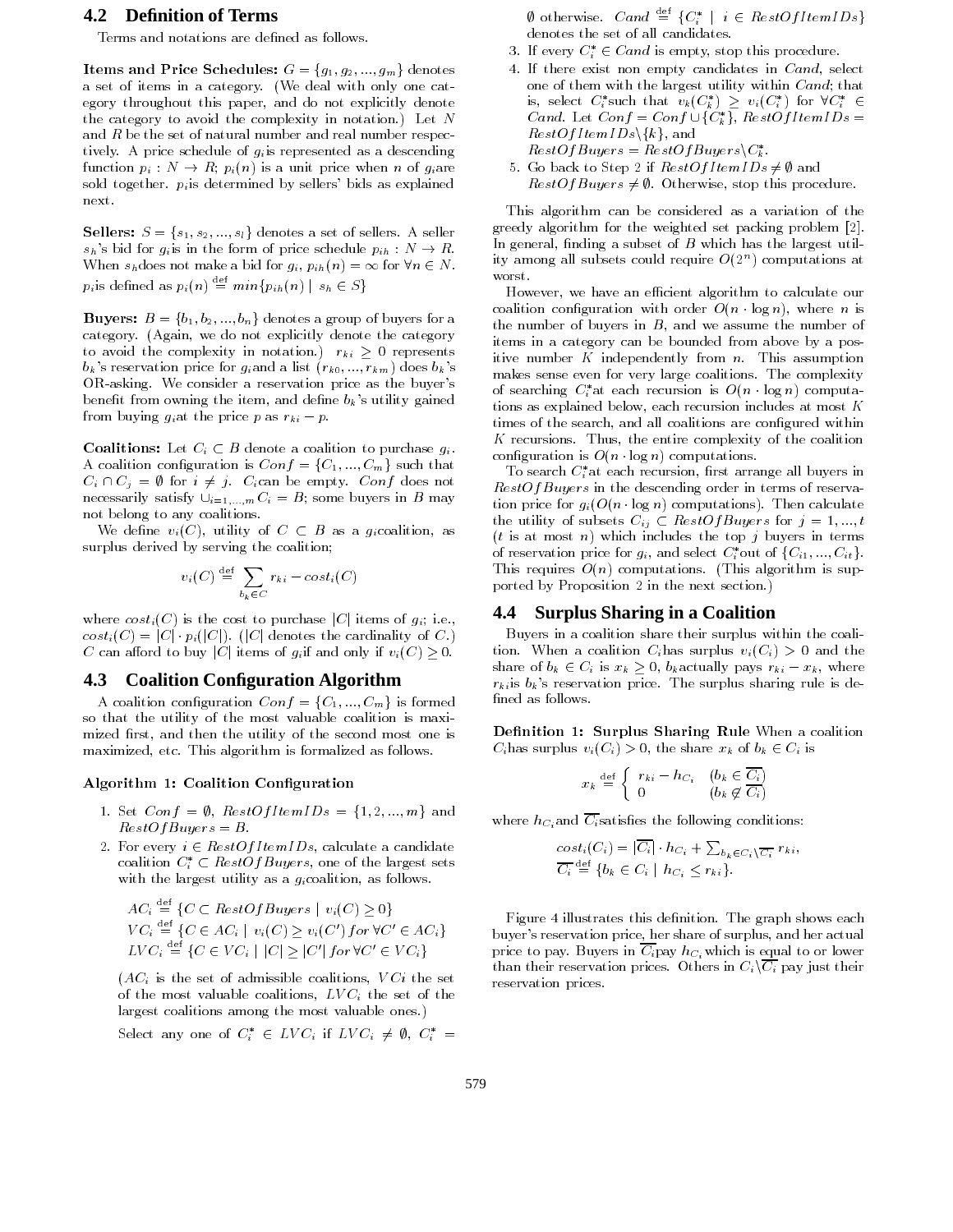## 4.2 Definition of Terms

Terms and notations are defined as follows.

**Items and Price Schedules:** $G = \{g_1, g_2, ..., g_m\}$ denotes a set of items in a category. (We deal with only one category throughout this paper, and do not explicitly denote the category to avoid the complexity in notation.) Let $N$ and $R$ be the set of natural number and real number respectively. A price schedule of $g_i$ is represented as a descending function $p_i : N \rightarrow R$; $p_i(n)$ is a unit price when $n$ of $g_i$ are sold together. $p_i$ is determined by sellers' bids as explained next.

**Sellers:** $S = \{s_1, s_2, ..., s_l\}$ denotes a set of sellers. A seller $s_h$'s bid for $g_i$ is in the form of price schedule $p_{ih} : N \rightarrow R$. When $s_h$ does not make a bid for $g_i$, $p_{ih}(n) = \infty$ for $\forall n \in N$. $p_i$ is defined as $p_i(n) \stackrel{\text{def}}{=} min\{p_{ih}(n) \mid s_h \in S\}$

**Buyers:** $B = \{b_1, b_2, ..., b_n\}$ denotes a group of buyers for a category. (Again, we do not explicitly denote the category to avoid the complexity in notation.) $r_{ki} \geq 0$ represents $b_k$'s reservation price for $g_i$ and a list $(r_{k0}, ..., r_{km})$ does $b_k$'s OR-asking. We consider a reservation price as the buyer's benefit from owning the item, and define $b_k$'s utility gained from buying $g_i$ at the price $p$ as $r_{ki} - p$.

**Coalitions:** Let $C_i \subset B$ denote a coalition to purchase $g_i$. A coalition configuration is $Conf = \{C_1, ..., C_m\}$ such that $C_i \cap C_j = \emptyset$ for $i \neq j$. $C_i$ can be empty. $Conf$ does not necessarily satisfy $\cup_{i=1,...,m} C_i = B$; some buyers in $B$ may not belong to any coalitions.

We define $v_i(C)$, utility of $C \subset B$ as a $g_i$ coalition, as surplus derived by serving the coalition;

$$v_i(C) \stackrel{\text{def}}{=} \sum_{b_k \in C} r_{ki} - cost_i(C)$$

where $cost_i(C)$ is the cost to purchase $|C|$ items of $g_i$; i.e., $cost_i(C) = |C| \cdot p_i(|C|)$. ($|C|$ denotes the cardinality of $C$.) $C$ can afford to buy $|C|$ items of $g_i$ if and only if $v_i(C) \geq 0$.

## 4.3 Coalition Configuration Algorithm

A coalition configuration $Conf = \{C_1, ..., C_m\}$ is formed so that the utility of the most valuable coalition is maximized first, and then the utility of the second most one is maximized, etc. This algorithm is formalized as follows.

**Algorithm 1: Coalition Configuration**

1. Set $Conf = \emptyset$, $RestOfItemIDs = \{1, 2, ..., m\}$ and $RestOfBuyers = B$.
2. For every $i \in RestOfItemIDs$, calculate a candidate coalition $C_i^* \subset RestOfBuyers$, one of the largest sets with the largest utility as a $g_i$ coalition, as follows.

   $AC_i \stackrel{\text{def}}{=} \{C \subset RestOfBuyers \mid v_i(C) \geq 0\}$
   $VC_i \stackrel{\text{def}}{=} \{C \in AC_i \mid v_i(C) \geq v_i(C') \; for \; \forall C' \in AC_i\}$
   $LVC_i \stackrel{\text{def}}{=} \{C \in VC_i \mid |C| \geq |C'| \; for \; \forall C' \in VC_i\}$

   ($AC_i$ is the set of admissible coalitions, $VCi$ the set of the most valuable coalitions, $LVC_i$ the set of the largest coalitions among the most valuable ones.)

   Select any one of $C_i^* \in LVC_i$ if $LVC_i \neq \emptyset$, $C_i^* = \emptyset$ otherwise. $Cand \stackrel{\text{def}}{=} \{C_i^* \mid i \in RestOfItemIDs\}$ denotes the set of all candidates.
3. If every $C_i^* \in Cand$ is empty, stop this procedure.
4. If there exist non empty candidates in $Cand$, select one of them with the largest utility within $Cand$; that is, select $C_k^*$ such that $v_k(C_k^*) \geq v_i(C_i^*)$ for $\forall C_i^* \in Cand$. Let $Conf = Conf \cup \{C_k^*\}$, $RestOfItemIDs = RestOfItemIDs \backslash \{k\}$, and $RestOfBuyers = RestOfBuyers \backslash C_k^*$.
5. Go back to Step 2 if $RestOfItemIDs \neq \emptyset$ and $RestOfBuyers \neq \emptyset$. Otherwise, stop this procedure.

This algorithm can be considered as a variation of the greedy algorithm for the weighted set packing problem [2]. In general, finding a subset of $B$ which has the largest utility among all subsets could require $O(2^n)$ computations at worst.

However, we have an efficient algorithm to calculate our coalition configuration with order $O(n \cdot \log n)$, where $n$ is the number of buyers in $B$, and we assume the number of items in a category can be bounded from above by a positive number $K$ independently from $n$. This assumption makes sense even for very large coalitions. The complexity of searching $C_i^*$ at each recursion is $O(n \cdot \log n)$ computations as explained below, each recursion includes at most $K$ times of the search, and all coalitions are configured within $K$ recursions. Thus, the entire complexity of the coalition configuration is $O(n \cdot \log n)$ computations.

To search $C_i^*$ at each recursion, first arrange all buyers in $RestOfBuyers$ in the descending order in terms of reservation price for $g_i$ ($O(n \cdot \log n)$ computations). Then calculate the utility of subsets $C_{ij} \subset RestOfBuyers$ for $j = 1, ..., t$ ($t$ is at most $n$) which includes the top $j$ buyers in terms of reservation price for $g_i$, and select $C_i^*$ out of $\{C_{i1}, ..., C_{it}\}$. This requires $O(n)$ computations. (This algorithm is supported by Proposition 2 in the next section.)

## 4.4 Surplus Sharing in a Coalition

Buyers in a coalition share their surplus within the coalition. When a coalition $C_i$ has surplus $v_i(C_i) > 0$ and the share of $b_k \in C_i$ is $x_k \geq 0$, $b_k$ actually pays $r_{ki} - x_k$, where $r_{ki}$ is $b_k$'s reservation price. The surplus sharing rule is defined as follows.

**Definition 1: Surplus Sharing Rule** When a coalition $C_i$ has surplus $v_i(C_i) > 0$, the share $x_k$ of $b_k \in C_i$ is

$$x_k \stackrel{\text{def}}{=} \begin{cases} r_{ki} - h_{C_i} & (b_k \in \overline{C_i}) \\ 0 & (b_k \notin \overline{C_i}) \end{cases}$$

where $h_{C_i}$ and $\overline{C_i}$ satisfies the following conditions:

$$cost_i(C_i) = |\overline{C_i}| \cdot h_{C_i} + \sum_{b_k \in C_i \backslash \overline{C_i}} r_{ki},$$
$$\overline{C_i} \stackrel{\text{def}}{=} \{b_k \in C_i \mid h_{C_i} \leq r_{ki}\}.$$

Figure 4 illustrates this definition. The graph shows each buyer's reservation price, her share of surplus, and her actual price to pay. Buyers in $\overline{C_i}$ pay $h_{C_i}$ which is equal to or lower than their reservation prices. Others in $C_i \backslash \overline{C_i}$ pay just their reservation prices.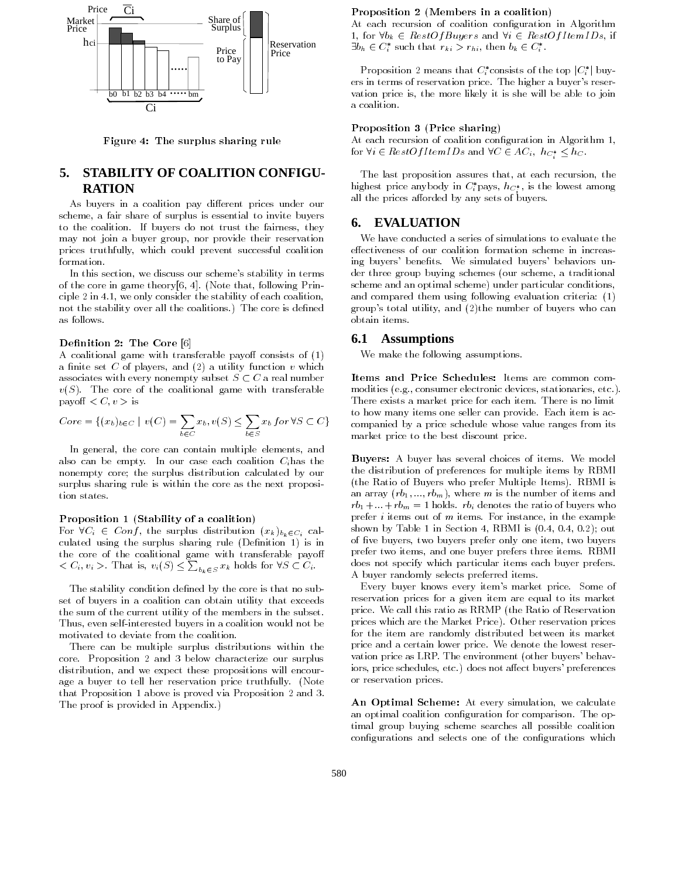Figure 4: The surplus sharing rule

## 5. STABILITY OF COALITION CONFIGURATION

As buyers in a coalition pay different prices under our scheme, a fair share of surplus is essential to invite buyers to the coalition. If buyers do not trust the fairness, they may not join a buyer group, nor provide their reservation prices truthfully, which could prevent successful coalition formation.

In this section, we discuss our scheme's stability in terms of the core in game theory[6, 4]. (Note that, following Principle 2 in 4.1, we only consider the stability of each coalition, not the stability over all the coalitions.) The core is defined as follows.

**Definition 2: The Core** [6]
A coalitional game with transferable payoff consists of (1) a finite set $C$ of players, and (2) a utility function $v$ which associates with every nonempty subset $S \subset C$ a real number $v(S)$. The core of the coalitional game with transferable payoff $< C, v >$ is

$$Core = \{(x_b)_{b \in C} \mid v(C) = \sum_{b \in C} x_b, v(S) \leq \sum_{b \in S} x_b \, for \, \forall S \subset C\}$$

In general, the core can contain multiple elements, and also can be empty. In our case each coalition $C_i$ has the nonempty core; the surplus distribution calculated by our surplus sharing rule is within the core as the next proposition states.

**Proposition 1 (Stability of a coalition)**
For $\forall C_i \in Conf$, the surplus distribution $(x_k)_{b_k \in C_i}$ calculated using the surplus sharing rule (Definition 1) is in the core of the coalitional game with transferable payoff $< C_i, v_i >$. That is, $v_i(S) \leq \sum_{b_k \in S} x_k$ holds for $\forall S \subset C_i$.

The stability condition defined by the core is that no subset of buyers in a coalition can obtain utility that exceeds the sum of the current utility of the members in the subset. Thus, even self-interested buyers in a coalition would not be motivated to deviate from the coalition.

There can be multiple surplus distributions within the core. Proposition 2 and 3 below characterize our surplus distribution, and we expect these propositions will encourage a buyer to tell her reservation price truthfully. (Note that Proposition 1 above is proved via Proposition 2 and 3. The proof is provided in Appendix.)

**Proposition 2 (Members in a coalition)**
At each recursion of coalition configuration in Algorithm 1, for $\forall b_k \in RestOfBuyers$ and $\forall i \in RestOfItemIDs$, if $\exists b_h \in C_i^*$ such that $r_{ki} > r_{hi}$, then $b_k \in C_i^*$.

Proposition 2 means that $C_i^*$consists of the top $|C_i^*|$ buyers in terms of reservation price. The higher a buyer's reservation price is, the more likely it is she will be able to join a coalition.

**Proposition 3 (Price sharing)**
At each recursion of coalition configuration in Algorithm 1, for $\forall i \in RestOfItemIDs$ and $\forall C \in AC_i$, $h_{C_i^*} \leq h_C$.

The last proposition assures that, at each recursion, the highest price anybody in $C_i^*$pays, $h_{C_i^*}$, is the lowest among all the prices afforded by any sets of buyers.

## 6. EVALUATION

We have conducted a series of simulations to evaluate the effectiveness of our coalition formation scheme in increasing buyers' benefits. We simulated buyers' behaviors under three group buying schemes (our scheme, a traditional scheme and an optimal scheme) under particular conditions, and compared them using following evaluation criteria: (1) group's total utility, and (2)the number of buyers who can obtain items.

### 6.1 Assumptions

We make the following assumptions.

**Items and Price Schedules:** Items are common commodities (e.g., consumer electronic devices, stationaries, etc.). There exists a market price for each item. There is no limit to how many items one seller can provide. Each item is accompanied by a price schedule whose value ranges from its market price to the best discount price.

**Buyers:** A buyer has several choices of items. We model the distribution of preferences for multiple items by RBMI (the Ratio of Buyers who prefer Multiple Items). RBMI is an array $(rb_1, ..., rb_m)$, where $m$ is the number of items and $rb_1 + ... + rb_m = 1$ holds. $rb_i$ denotes the ratio of buyers who prefer $i$ items out of $m$ items. For instance, in the example shown by Table 1 in Section 4, RBMI is (0.4, 0.4, 0.2); out of five buyers, two buyers prefer only one item, two buyers prefer two items, and one buyer prefers three items. RBMI does not specify which particular items each buyer prefers. A buyer randomly selects preferred items.

Every buyer knows every item's market price. Some of reservation prices for a given item are equal to its market price. We call this ratio as RRMP (the Ratio of Reservation prices which are the Market Price). Other reservation prices for the item are randomly distributed between its market price and a certain lower price. We denote the lowest reservation price as LRP. The environment (other buyers' behaviors, price schedules, etc.) does not affect buyers' preferences or reservation prices.

**An Optimal Scheme:** At every simulation, we calculate an optimal coalition configuration for comparison. The optimal group buying scheme searches all possible coalition configurations and selects one of the configurations which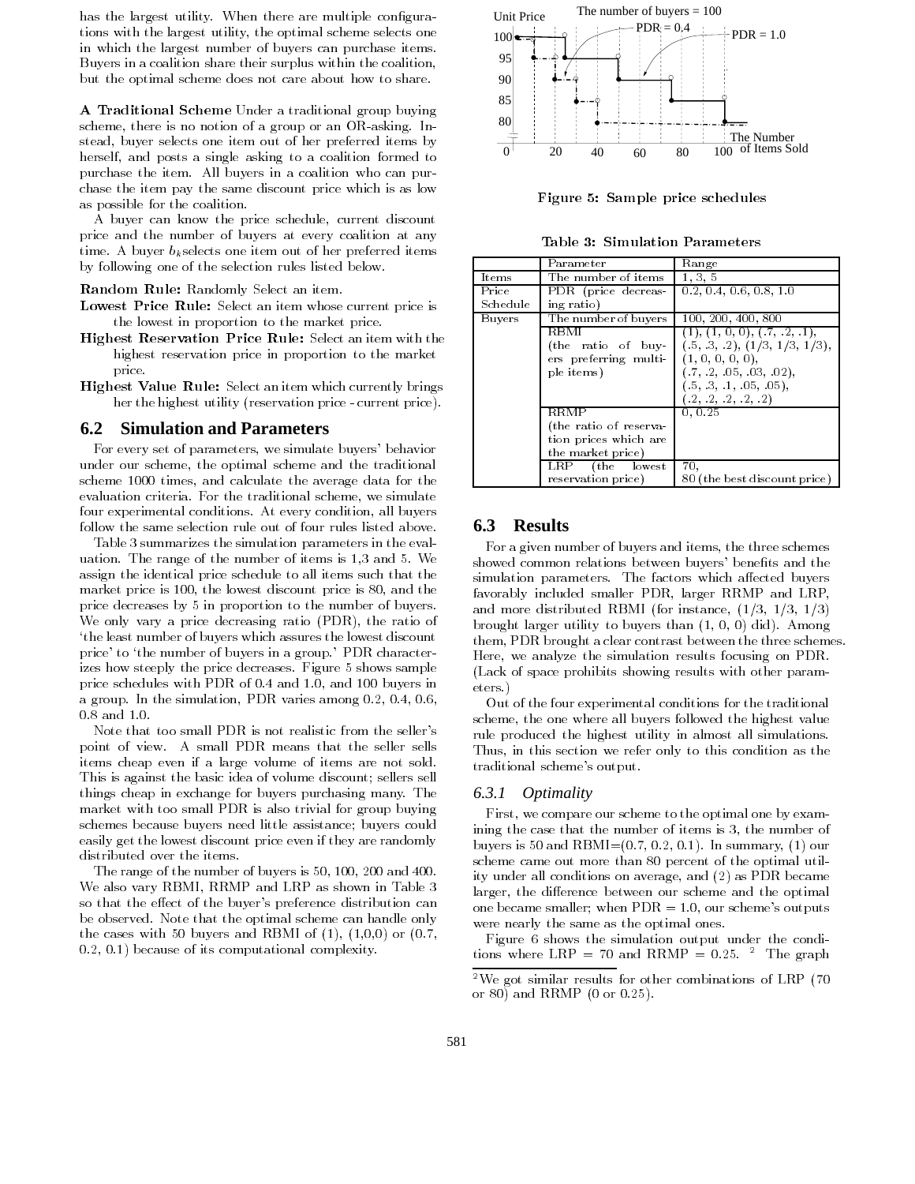has the largest utility. When there are multiple configurations with the largest utility, the optimal scheme selects one in which the largest number of buyers can purchase items. Buyers in a coalition share their surplus within the coalition, but the optimal scheme does not care about how to share.

**A Traditional Scheme** Under a traditional group buying scheme, there is no notion of a group or an OR-asking. Instead, buyer selects one item out of her preferred items by herself, and posts a single asking to a coalition formed to purchase the item. All buyers in a coalition who can purchase the item pay the same discount price which is as low as possible for the coalition.

A buyer can know the price schedule, current discount price and the number of buyers at every coalition at any time. A buyer $b_k$ selects one item out of her preferred items by following one of the selection rules listed below.

**Random Rule:** Randomly Select an item.

**Lowest Price Rule:** Select an item whose current price is the lowest in proportion to the market price.

**Highest Reservation Price Rule:** Select an item with the highest reservation price in proportion to the market price.

**Highest Value Rule:** Select an item which currently brings her the highest utility (reservation price - current price).

## 6.2 Simulation and Parameters

For every set of parameters, we simulate buyers' behavior under our scheme, the optimal scheme and the traditional scheme 1000 times, and calculate the average data for the evaluation criteria. For the traditional scheme, we simulate four experimental conditions. At every condition, all buyers follow the same selection rule out of four rules listed above.

Table 3 summarizes the simulation parameters in the evaluation. The range of the number of items is 1,3 and 5. We assign the identical price schedule to all items such that the market price is 100, the lowest discount price is 80, and the price decreases by 5 in proportion to the number of buyers. We only vary a price decreasing ratio (PDR), the ratio of 'the least number of buyers which assures the lowest discount price' to 'the number of buyers in a group.' PDR characterizes how steeply the price decreases. Figure 5 shows sample price schedules with PDR of 0.4 and 1.0, and 100 buyers in a group. In the simulation, PDR varies among 0.2, 0.4, 0.6, 0.8 and 1.0.

Note that too small PDR is not realistic from the seller's point of view. A small PDR means that the seller sells items cheap even if a large volume of items are not sold. This is against the basic idea of volume discount; sellers sell things cheap in exchange for buyers purchasing many. The market with too small PDR is also trivial for group buying schemes because buyers need little assistance; buyers could easily get the lowest discount price even if they are randomly distributed over the items.

The range of the number of buyers is 50, 100, 200 and 400. We also vary RBMI, RRMP and LRP as shown in Table 3 so that the effect of the buyer's preference distribution can be observed. Note that the optimal scheme can handle only the cases with 50 buyers and RBMI of (1), (1,0,0) or (0.7, 0.2, 0.1) because of its computational complexity.

Figure 5: Sample price schedules

Table 3: Simulation Parameters

| | Parameter | Range |
|---|---|---|
| Items | The number of items | 1, 3, 5 |
| Price Schedule | PDR (price decreasing ratio) | 0.2, 0.4, 0.6, 0.8, 1.0 |
| Buyers | The number of buyers | 100, 200, 400, 800 |
| | RBMI (the ratio of buyers preferring multiple items) | (1), (1, 0, 0), (.7, .2, .1), (.5, .3, .2), (1/3, 1/3, 1/3), (1, 0, 0, 0, 0), (.7, .2, .05, .03, .02), (.5, .3, .1, .05, .05), (.2, .2, .2, .2, .2) |
| | RRMP (the ratio of reservation prices which are the market price) | 0, 0.25 |
| | LRP (the lowest reservation price) | 70, 80 (the best discount price) |

## 6.3 Results

For a given number of buyers and items, the three schemes showed common relations between buyers' benefits and the simulation parameters. The factors which affected buyers favorably included smaller PDR, larger RRMP and LRP, and more distributed RBMI (for instance, (1/3, 1/3, 1/3) brought larger utility to buyers than (1, 0, 0) did). Among them, PDR brought a clear contrast between the three schemes. Here, we analyze the simulation results focusing on PDR. (Lack of space prohibits showing results with other parameters.)

Out of the four experimental conditions for the traditional scheme, the one where all buyers followed the highest value rule produced the highest utility in almost all simulations. Thus, in this section we refer only to this condition as the traditional scheme's output.

### 6.3.1 Optimality

First, we compare our scheme to the optimal one by examining the case that the number of items is 3, the number of buyers is 50 and RBMI=(0.7, 0.2, 0.1). In summary, (1) our scheme came out more than 80 percent of the optimal utility under all conditions on average, and (2) as PDR became larger, the difference between our scheme and the optimal one became smaller; when PDR = 1.0, our scheme's outputs were nearly the same as the optimal ones.

Figure 6 shows the simulation output under the conditions where LRP = 70 and RRMP = 0.25. [2] The graph

[2] We got similar results for other combinations of LRP (70 or 80) and RRMP (0 or 0.25).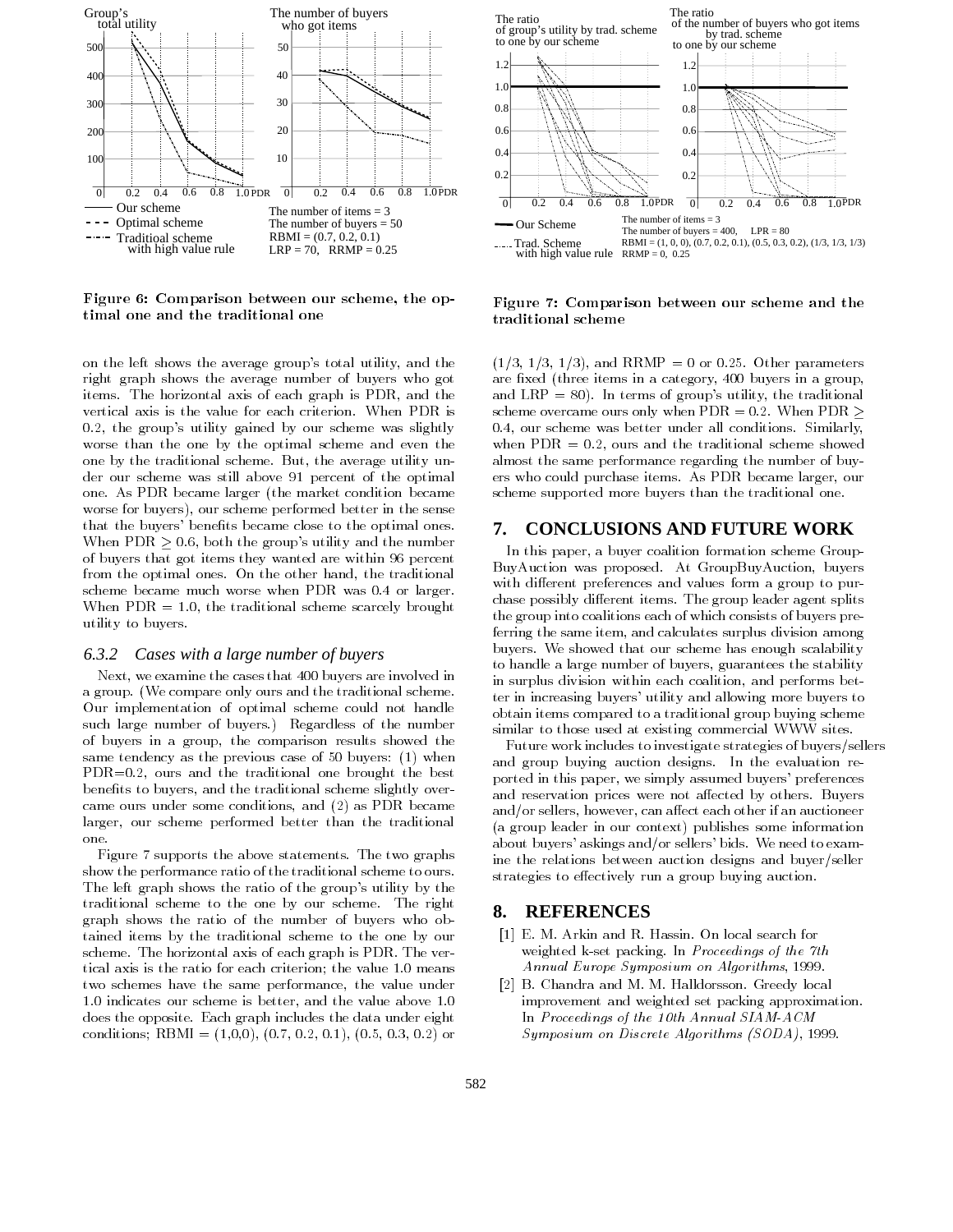Figure 6: Comparison between our scheme, the optimal one and the traditional one

on the left shows the average group's total utility, and the right graph shows the average number of buyers who got items. The horizontal axis of each graph is PDR, and the vertical axis is the value for each criterion. When PDR is 0.2, the group's utility gained by our scheme was slightly worse than the one by the optimal scheme and even the one by the traditional scheme. But, the average utility under our scheme was still above 91 percent of the optimal one. As PDR became larger (the market condition became worse for buyers), our scheme performed better in the sense that the buyers' benefits became close to the optimal ones. When PDR $\geq 0.6$, both the group's utility and the number of buyers that got items they wanted are within 96 percent from the optimal ones. On the other hand, the traditional scheme became much worse when PDR was 0.4 or larger. When PDR $= 1.0$, the traditional scheme scarcely brought utility to buyers.

### 6.3.2 Cases with a large number of buyers

Next, we examine the cases that 400 buyers are involved in a group. (We compare only ours and the traditional scheme. Our implementation of optimal scheme could not handle such large number of buyers.) Regardless of the number of buyers in a group, the comparison results showed the same tendency as the previous case of 50 buyers: (1) when PDR=0.2, ours and the traditional one brought the best benefits to buyers, and the traditional scheme slightly overcame ours under some conditions, and (2) as PDR became larger, our scheme performed better than the traditional one.

Figure 7 supports the above statements. The two graphs show the performance ratio of the traditional scheme to ours. The left graph shows the ratio of the group's utility by the traditional scheme to the one by our scheme. The right graph shows the ratio of the number of buyers who obtained items by the traditional scheme to the one by our scheme. The horizontal axis of each graph is PDR. The vertical axis is the ratio for each criterion; the value 1.0 means two schemes have the same performance, the value under 1.0 indicates our scheme is better, and the value above 1.0 does the opposite. Each graph includes the data under eight conditions; RBMI = (1,0,0), (0.7, 0.2, 0.1), (0.5, 0.3, 0.2) or

Figure 7: Comparison between our scheme and the traditional scheme

(1/3, 1/3, 1/3), and RRMP $= 0$ or $0.25$. Other parameters are fixed (three items in a category, 400 buyers in a group, and LRP $= 80$). In terms of group's utility, the traditional scheme overcame ours only when PDR $= 0.2$. When PDR $\geq 0.4$, our scheme was better under all conditions. Similarly, when PDR $= 0.2$, ours and the traditional scheme showed almost the same performance regarding the number of buyers who could purchase items. As PDR became larger, our scheme supported more buyers than the traditional one.

## 7. CONCLUSIONS AND FUTURE WORK

In this paper, a buyer coalition formation scheme GroupBuyAuction was proposed. At GroupBuyAuction, buyers with different preferences and values form a group to purchase possibly different items. The group leader agent splits the group into coalitions each of which consists of buyers preferring the same item, and calculates surplus division among buyers. We showed that our scheme has enough scalability to handle a large number of buyers, guarantees the stability in surplus division within each coalition, and performs better in increasing buyers' utility and allowing more buyers to obtain items compared to a traditional group buying scheme similar to those used at existing commercial WWW sites.

Future work includes to investigate strategies of buyers/sellers and group buying auction designs. In the evaluation reported in this paper, we simply assumed buyers' preferences and reservation prices were not affected by others. Buyers and/or sellers, however, can affect each other if an auctioneer (a group leader in our context) publishes some information about buyers' askings and/or sellers' bids. We need to examine the relations between auction designs and buyer/seller strategies to effectively run a group buying auction.

## 8. REFERENCES

[1] E. M. Arkin and R. Hassin. On local search for weighted k-set packing. In *Proceedings of the 7th Annual Europe Symposium on Algorithms*, 1999.

[2] B. Chandra and M. M. Halldorsson. Greedy local improvement and weighted set packing approximation. In *Proceedings of the 10th Annual SIAM-ACM Symposium on Discrete Algorithms (SODA)*, 1999.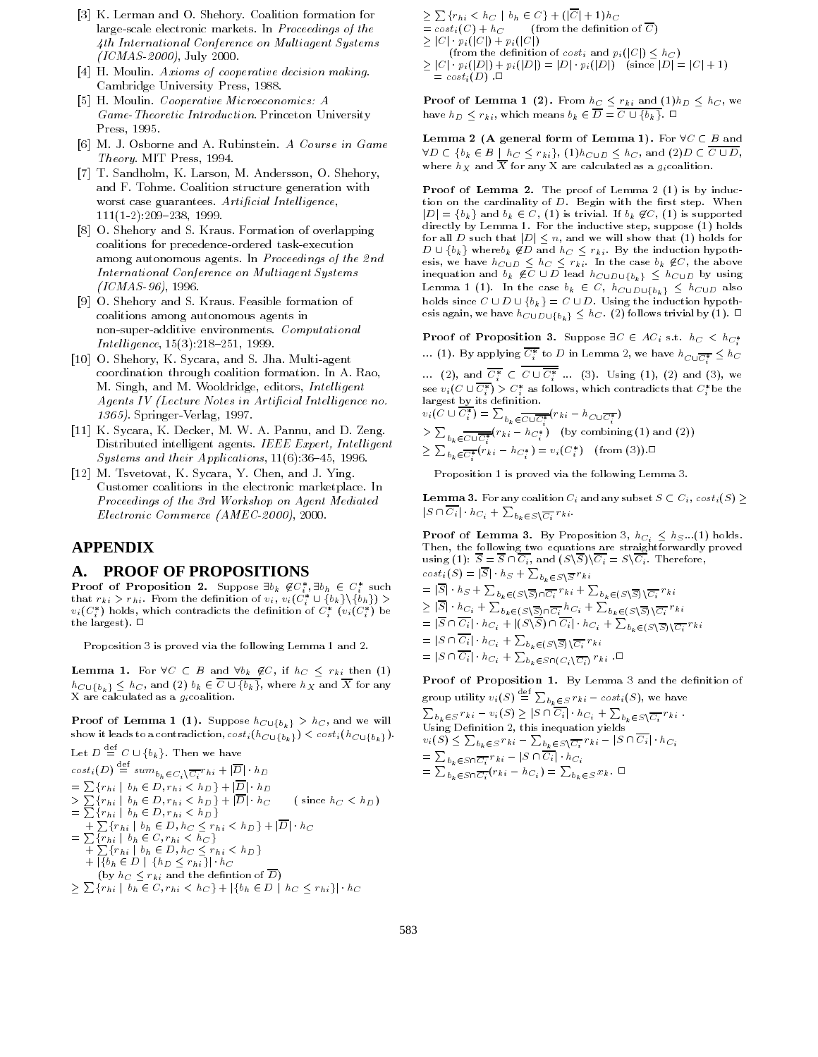[3] K. Lerman and O. Shehory. Coalition formation for large-scale electronic markets. In *Proceedings of the 4th International Conference on Multiagent Systems (ICMAS-2000)*, July 2000.

[4] H. Moulin. *Axioms of cooperative decision making.* Cambridge University Press, 1988.

[5] H. Moulin. *Cooperative Microeconomics: A Game-Theoretic Introduction.* Princeton University Press, 1995.

[6] M. J. Osborne and A. Rubinstein. *A Course in Game Theory.* MIT Press, 1994.

[7] T. Sandholm, K. Larson, M. Andersson, O. Shehory, and F. Tohme. Coalition structure generation with worst case guarantees. *Artificial Intelligence*, 111(1-2):209–238, 1999.

[8] O. Shehory and S. Kraus. Formation of overlapping coalitions for precedence-ordered task-execution among autonomous agents. In *Proceedings of the 2nd International Conference on Multiagent Systems (ICMAS-96)*, 1996.

[9] O. Shehory and S. Kraus. Feasible formation of coalitions among autonomous agents in non-super-additive environments. *Computational Intelligence*, 15(3):218–251, 1999.

[10] O. Shehory, K. Sycara, and S. Jha. Multi-agent coordination through coalition formation. In A. Rao, M. Singh, and M. Wooldridge, editors, *Intelligent Agents IV (Lecture Notes in Artificial Intelligence no. 1365)*. Springer-Verlag, 1997.

[11] K. Sycara, K. Decker, M. W. A. Pannu, and D. Zeng. Distributed intelligent agents. *IEEE Expert, Intelligent Systems and their Applications*, 11(6):36–45, 1996.

[12] M. Tsvetovat, K. Sycara, Y. Chen, and J. Ying. Customer coalitions in the electronic marketplace. In *Proceedings of the 3rd Workshop on Agent Mediated Electronic Commerce (AMEC-2000)*, 2000.

# APPENDIX

## A. PROOF OF PROPOSITIONS

**Proof of Proposition 2.** Suppose $\exists b_k \notin C_i^*, \exists b_h \in C_i^*$ such that $r_{ki} > r_{hi}$. From the definition of $v_i$, $v_i(C_i^* \cup \{b_k\} \setminus \{b_h\}) > v_i(C_i^*)$ holds, which contradicts the definition of $C_i^*$ ($v_i(C_i^*)$ be the largest). □

Proposition 3 is proved via the following Lemma 1 and 2.

**Lemma 1.** For $\forall C \subset B$ and $\forall b_k \notin C$, if $h_C \le r_{ki}$ then (1) $h_{C\cup\{b_k\}} \le h_C$, and (2) $b_k \in \overline{C \cup \{b_k\}}$, where $h_X$ and $\overline{X}$ for any X are calculated as a $g_i$coalition.

**Proof of Lemma 1 (1).** Suppose $h_{C\cup\{b_k\}} > h_C$, and we will show it leads to a contradiction, $cost_i(h_{C\cup\{b_k\}}) < cost_i(h_{C\cup\{b_k\}})$.

Let $D \stackrel{\text{def}}{=} C \cup \{b_k\}$. Then we have

$$
\begin{aligned}
cost_i(D) &\stackrel{\text{def}}{=} sum_{b_h \in C_i \setminus \overline{C_i}} r_{hi} + |\overline{D}| \cdot h_D \\
&= \sum\{r_{hi} \mid b_h \in D, r_{hi} < h_D\} + |\overline{D}| \cdot h_D \\
&> \sum\{r_{hi} \mid b_h \in D, r_{hi} < h_D\} + |\overline{D}| \cdot h_C \quad (\text{since } h_C < h_D) \\
&= \sum\{r_{hi} \mid b_h \in D, r_{hi} < h_D\} \\
&\quad + \sum\{r_{hi} \mid b_h \in D, h_C \le r_{hi} < h_D\} + |\overline{D}| \cdot h_C \\
&= \sum\{r_{hi} \mid b_h \in C, r_{hi} < h_C\} \\
&\quad + \sum\{r_{hi} \mid b_h \in D, h_C \le r_{hi} < h_D\} \\
&\quad + |\{b_h \in D \mid \{h_D \le r_{hi}\}| \cdot h_C \\
&\quad \text{(by } h_C \le r_{ki} \text{ and the defintion of } \overline{D}) \\
&\ge \sum\{r_{hi} \mid b_h \in C, r_{hi} < h_C\} + |\{b_h \in D \mid h_C \le r_{hi}\}| \cdot h_C \\
&\ge \sum\{r_{hi} < h_C \mid b_h \in C\} + (|\overline{C}| + 1)h_C \\
&= cost_i(C) + h_C \qquad (\text{from the definition of } \overline{C}) \\
&\ge |C| \cdot p_i(|C|) + p_i(|C|) \\
&\quad \text{(from the definition of } cost_i \text{ and } p_i(|C|) \le h_C) \\
&\ge |C| \cdot p_i(|D|) + p_i(|D|) = |D| \cdot p_i(|D|) \quad (\text{since } |D| = |C| + 1) \\
&= cost_i(D) .\ \square
\end{aligned}
$$

**Proof of Lemma 1 (2).** From $h_C \le r_{ki}$ and $(1) h_D \le h_C$, we have $h_D \le r_{ki}$, which means $b_k \in \overline{D} = \overline{C \cup \{b_k\}}$. □

**Lemma 2 (A general form of Lemma 1).** For $\forall C \subset B$ and $\forall D \subset \{b_k \in B \mid h_C \le r_{ki}\}$, $(1) h_{C\cup D} \le h_C$, and $(2) D \subset \overline{C \cup D}$, where $h_X$ and $\overline{X}$ for any X are calculated as a $g_i$coalition.

**Proof of Lemma 2.** The proof of Lemma 2 (1) is by induction on the cardinality of $D$. Begin with the first step. When $|D| = \{b_k\}$ and $b_k \in C$, (1) is trivial. If $b_k \notin C$, (1) is supported directly by Lemma 1. For the inductive step, suppose (1) holds for all $D$ such that $|D| \le n$, and we will show that (1) holds for $D \cup \{b_k\}$ where$b_k \notin D$ and $h_C \le r_{ki}$. By the induction hypothesis, we have $h_{C\cup D} \le h_C \le r_{ki}$. In the case $b_k \notin C$, the above inequation and $b_k \notin C \cup D$ lead $h_{C\cup D\cup\{b_k\}} \le h_{C\cup D}$ by using Lemma 1 (1). In the case $b_k \in C$, $h_{C\cup D\cup\{b_k\}} \le h_{C\cup D}$ also holds since $C \cup D \cup \{b_k\} = C \cup D$. Using the induction hypothesis again, we have $h_{C\cup D\cup\{b_k\}} \le h_C$. (2) follows trivial by (1). □

**Proof of Proposition 3.** Suppose $\exists C \in AC_i$ s.t. $h_C < h_{C_i^*}$ ... (1). By applying $\overline{C_i^*}$ to $D$ in Lemma 2, we have $h_{C\cup\overline{C_i^*}} \le h_C$ ... (2), and $\overline{C_i^*} \subset \overline{C \cup \overline{C_i^*}}$ ... (3). Using (1), (2) and (3), we see $v_i(C \cup \overline{C_i^*}) > C_i^*$ as follows, which contradicts that $C_i^*$be the largest by its definition.

$$
\begin{aligned}
v_i(C \cup \overline{C_i^*}) &= \sum_{b_k \in \overline{C \cup \overline{C_i^*}}} (r_{ki} - h_{C\cup\overline{C_i^*}}) \\
&> \sum_{b_k \in \overline{C \cup \overline{C_i^*}}} (r_{ki} - h_{C_i^*}) \quad (\text{by combining (1) and (2)}) \\
&\ge \sum_{b_k \in \overline{C_i^*}} (r_{ki} - h_{C_i^*}) = v_i(C_i^*) \quad (\text{from (3)}).\square
\end{aligned}
$$

Proposition 1 is proved via the following Lemma 3.

**Lemma 3.** For any coalition $C_i$ and any subset $S \subset C_i$, $cost_i(S) \ge |S \cap \overline{C_i}| \cdot h_{C_i} + \sum_{b_k \in S \setminus \overline{C_i}} r_{ki}$.

**Proof of Lemma 3.** By Proposition 3, $h_{C_i} \le h_S$...(1) holds. Then, the following two equations are straightforwardly proved using (1): $\overline{S} = \overline{S} \cap \overline{C_i}$, and $(S \setminus \overline{S}) \setminus \overline{C_i} = S \setminus \overline{C_i}$. Therefore,

$$
\begin{aligned}
cost_i(S) &= |\overline{S}| \cdot h_S + \sum_{b_k \in S \setminus \overline{S}} r_{ki} \\
&= |\overline{S}| \cdot h_S + \sum_{b_k \in (S\setminus\overline{S}) \cap \overline{C_i}} r_{ki} + \sum_{b_k \in (S\setminus\overline{S}) \setminus \overline{C_i}} r_{ki} \\
&\ge |\overline{S}| \cdot h_{C_i} + \sum_{b_k \in (S\setminus\overline{S}) \cap \overline{C_i}} h_{C_i} + \sum_{b_k \in (S\setminus\overline{S}) \setminus \overline{C_i}} r_{ki} \\
&= |\overline{S} \cap \overline{C_i}| \cdot h_{C_i} + |(S \setminus \overline{S}) \cap \overline{C_i}| \cdot h_{C_i} + \sum_{b_k \in (S\setminus\overline{S}) \setminus \overline{C_i}} r_{ki} \\
&= |S \cap \overline{C_i}| \cdot h_{C_i} + \sum_{b_k \in (S\setminus\overline{S}) \setminus \overline{C_i}} r_{ki} \\
&= |S \cap \overline{C_i}| \cdot h_{C_i} + \sum_{b_k \in S \cap (C_i \setminus \overline{C_i})} r_{ki} .\square
\end{aligned}
$$

**Proof of Proposition 1.** By Lemma 3 and the definition of group utility $v_i(S) \stackrel{\text{def}}{=} \sum_{b_k \in S} r_{ki} - cost_i(S)$, we have

$\sum_{b_k \in S} r_{ki} - v_i(S) \ge |S \cap \overline{C_i}| \cdot h_{C_i} + \sum_{b_k \in S \setminus \overline{C_i}} r_{ki}$ .

Using Definition 2, this inequation yields

$$
\begin{aligned}
v_i(S) &\le \sum_{b_k \in S} r_{ki} - \sum_{b_k \in S \setminus \overline{C_i}} r_{ki} - |S \cap \overline{C_i}| \cdot h_{C_i} \\
&= \sum_{b_k \in S \cap \overline{C_i}} r_{ki} - |S \cap \overline{C_i}| \cdot h_{C_i} \\
&= \sum_{b_k \in S \cap \overline{C_i}} (r_{ki} - h_{C_i}) = \sum_{b_k \in S} x_k .\ \square
\end{aligned}
$$